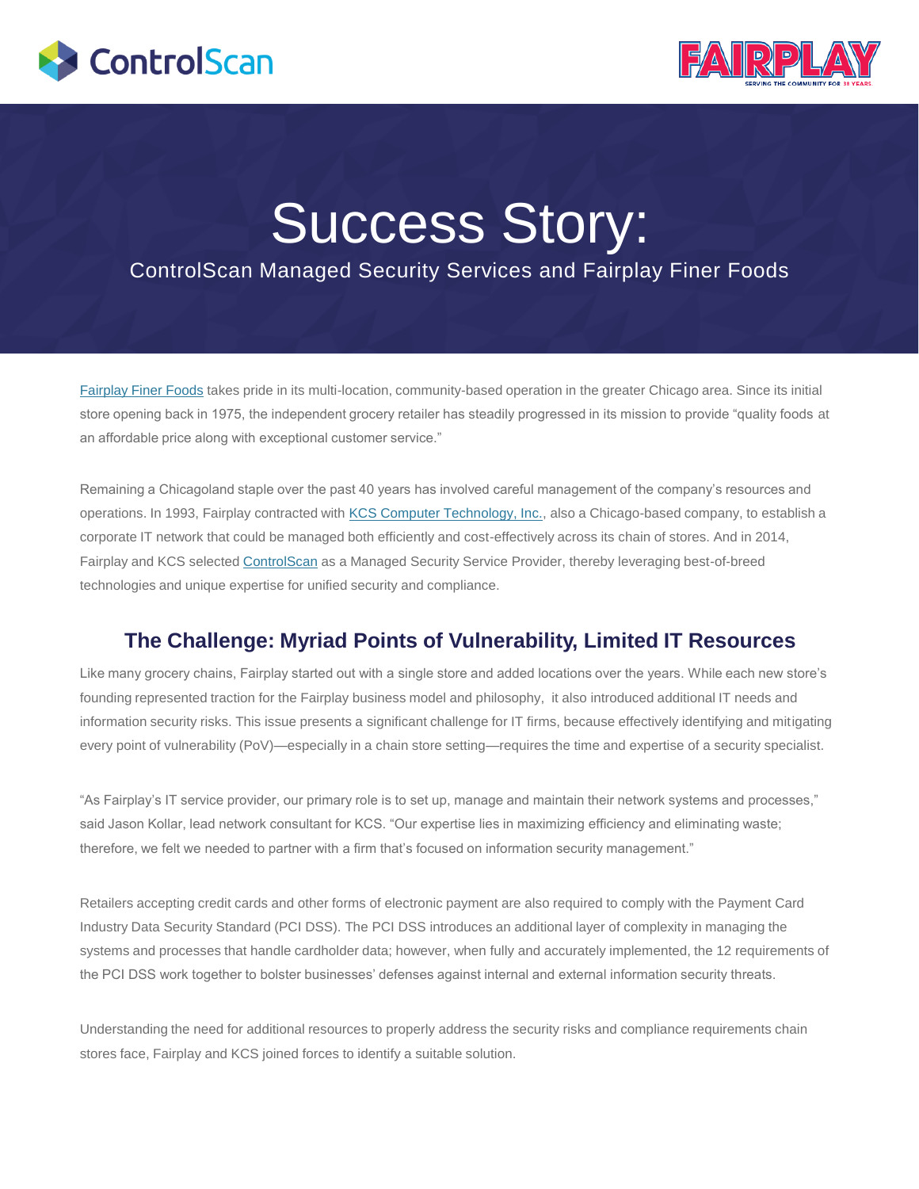# Success Story:

ControlScan Managed Security Services and Fairplay Finer Foods

Fairplay Finer Foods takes pride in its multi-location, community-based operation in the greater Chicago area. Since its initial store opening back in 1975, the independent grocery retailer has steadily progressed in its mission to provide "quality foods at an affordable price along with exceptional customer service."

Remaining a Chicagoland staple over the past 40 years has involved careful management of the company's resources and operations. In 1993, Fairplay contracted with KCS Computer Technology, Inc., also a Chicago-based company, to establish a corporate IT network that could be managed both efficiently and cost-effectively across its chain of stores. And in 2014, Fairplay and KCS selected ControlScan as a Managed Security Service Provider, thereby leveraging best-of-breed technologies and unique expertise for unified security and compliance.

## The Challenge: Myriad Points of Vulnerability, Limited IT Resources

Like many grocery chains, Fairplay started out with a single store and added locations over the years. While each new store's founding represented traction for the Fairplay business model and philosophy, it also introduced additional IT needs and information security risks. This issue presents a significant challenge for IT firms, because effectively identifying and mitigating every point of vulnerability (PoV)—especially in a chain store setting—requires the time and expertise of a security specialist.

"As Fairplay's IT service provider, our primary role is to set up, manage and maintain their network systems and processes," said Jason Kollar, lead network consultant for KCS. "Our expertise lies in maximizing efficiency and eliminating waste; therefore, we felt we needed to partner with a firm that's focused on information security management."

Retailers accepting credit cards and other forms of electronic payment are also required to comply with the Payment Card Industry Data Security Standard (PCI DSS). The PCI DSS introduces an additional layer of complexity in managing the systems and processes that handle cardholder data; however, when fully and accurately implemented, the 12 requirements of the PCI DSS work together to bolster businesses' defenses against internal and external information security threats.

Understanding the need for additional resources to properly address the security risks and compliance requirements chain stores face, Fairplay and KCS joined forces to identify a suitable solution.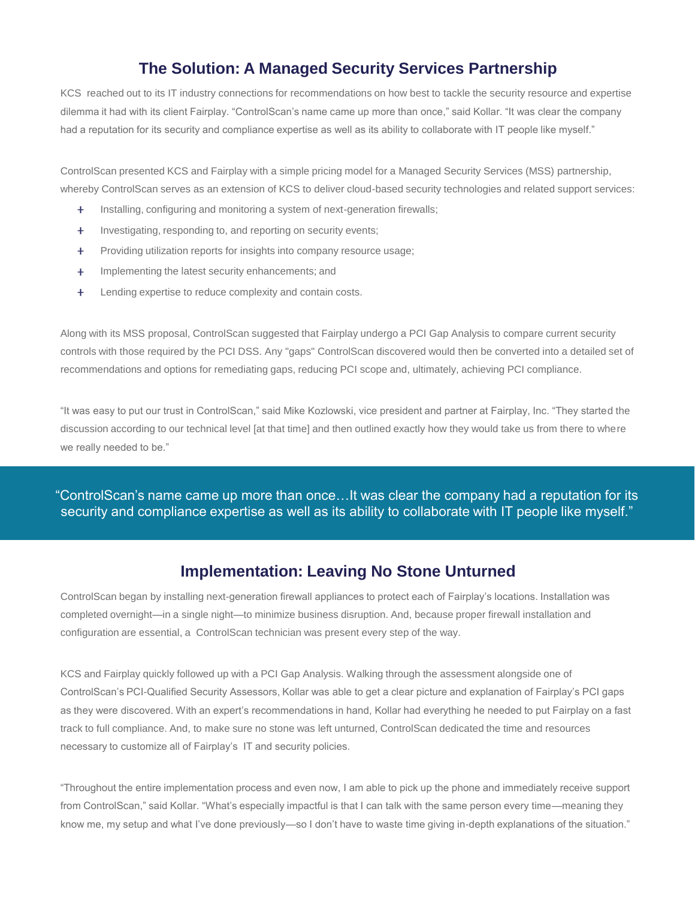## The Solution: A Managed Security Services Partnership

KCS reached out to its IT industry connections for recommendations on how best to tackle the security resource and expertise dilemma it had with its client Fairplay. "ControlScan's name came up more than once," said Kollar. "It was clear the company had a reputation for its security and compliance expertise as well as its ability to collaborate with IT people like myself."

ControlScan presented KCS and Fairplay with a simple pricing model for a Managed Security Services (MSS) partnership, whereby ControlScan serves as an extension of KCS to deliver cloud-based security technologies and related support services:

- Installing, configuring and monitoring a system of next-generation firewalls;
- Investigating, responding to, and reporting on security events;
- Providing utilization reports for insights into company resource usage;
- Implementing the latest security enhancements; and
- Lending expertise to reduce complexity and contain costs.

Along with its MSS proposal, ControlScan suggested that Fairplay undergo a PCI Gap Analysis to compare current security controls with those required by the PCI DSS. Any "gaps" ControlScan discovered would then be converted into a detailed set of recommendations and options for remediating gaps, reducing PCI scope and, ultimately, achieving PCI compliance.

"It was easy to put our trust in ControlScan," said Mike Kozlowski, vice president and partner at Fairplay, Inc. "They started the discussion according to our technical level [at that time] and then outlined exactly how they would take us from there to where we really needed to be."

> "ControlScan's name came up more than once…It was clear the company had a reputation for its security and compliance expertise as well as its ability to collaborate with IT people like myself."

## Implementation: Leaving No Stone Unturned

ControlScan began by installing next-generation firewall appliances to protect each of Fairplay's locations. Installation was completed overnight—in a single night—to minimize business disruption. And, because proper firewall installation and configuration are essential, a ControlScan technician was present every step of the way.

KCS and Fairplay quickly followed up with a PCI Gap Analysis. Walking through the assessment alongside one of ControlScan's PCI-Qualified Security Assessors, Kollar was able to get a clear picture and explanation of Fairplay's PCI gaps as they were discovered. With an expert's recommendations in hand, Kollar had everything he needed to put Fairplay on a fast track to full compliance. And, to make sure no stone was left unturned, ControlScan dedicated the time and resources necessary to customize all of Fairplay's IT and security policies.

"Throughout the entire implementation process and even now, I am able to pick up the phone and immediately receive support from ControlScan," said Kollar. "What's especially impactful is that I can talk with the same person every time—meaning they know me, my setup and what I've done previously—so I don't have to waste time giving in-depth explanations of the situation."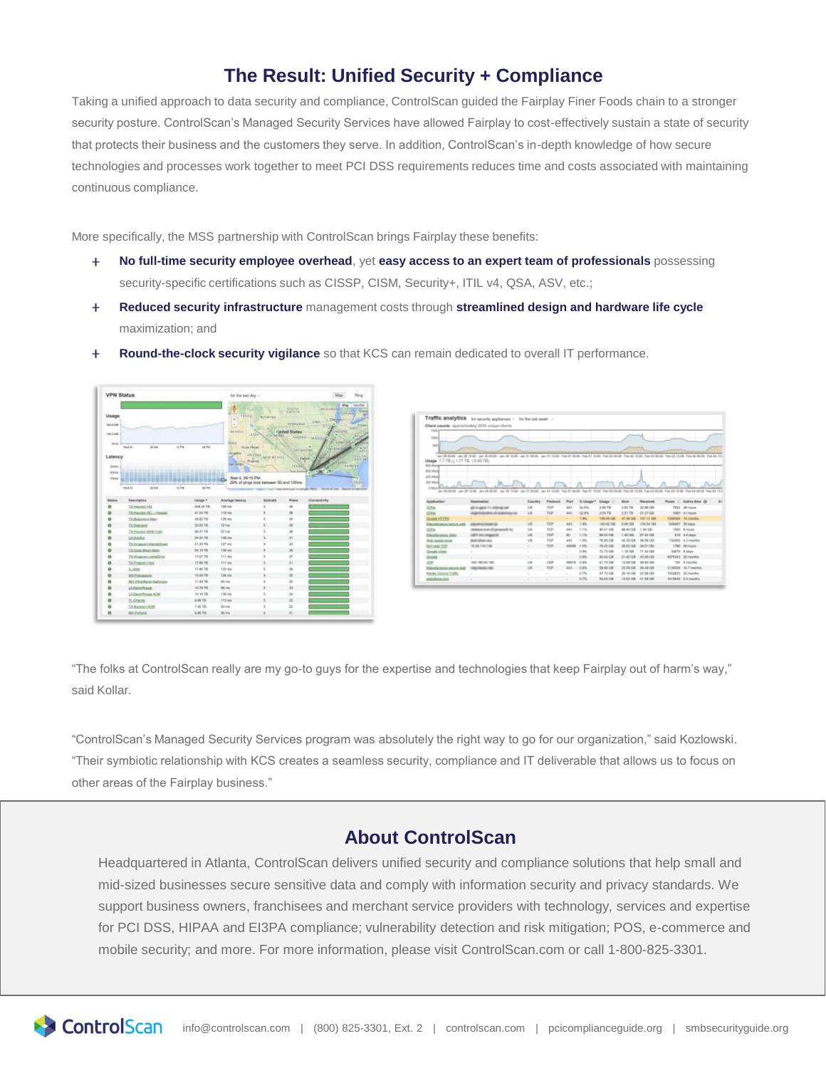## The Result: Unified Security + Compliance

Taking a unified approach to data security and compliance, ControlScan guided the Fairplay Finer Foods chain to a stronger security posture. ControlScan's Managed Security Services have allowed Fairplay to cost-effectively sustain a state of security that protects their business and the customers they serve. In addition, ControlScan's in-depth knowledge of how secure technologies and processes work together to meet PCI DSS requirements reduces time and costs associated with maintaining continuous compliance.

More specifically, the MSS partnership with ControlScan brings Fairplay these benefits:

+ **No full-time security employee overhead**, yet **easy access to an expert team of professionals** possessing security-specific certifications such as CISSP, CISM, Security+, ITIL v4, QSA, ASV, etc.;
+ **Reduced security infrastructure** management costs through **streamlined design and hardware life cycle** maximization; and
+ **Round-the-clock security vigilance** so that KCS can remain dedicated to overall IT performance.

"The folks at ControlScan really are my go-to guys for the expertise and technologies that keep Fairplay out of harm's way," said Kollar.

"ControlScan's Managed Security Services program was absolutely the right way to go for our organization," said Kozlowski. "Their symbiotic relationship with KCS creates a seamless security, compliance and IT deliverable that allows us to focus on other areas of the Fairplay business."

## About ControlScan

Headquartered in Atlanta, ControlScan delivers unified security and compliance solutions that help small and mid-sized businesses secure sensitive data and comply with information security and privacy standards. We support business owners, franchisees and merchant service providers with technology, services and expertise for PCI DSS, HIPAA and EI3PA compliance; vulnerability detection and risk mitigation; POS, e-commerce and mobile security; and more. For more information, please visit ControlScan.com or call 1-800-825-3301.

ControlScan info@controlscan.com | (800) 825-3301, Ext. 2 | controlscan.com | pcicomplianceguide.org | smbsecurityguide.org